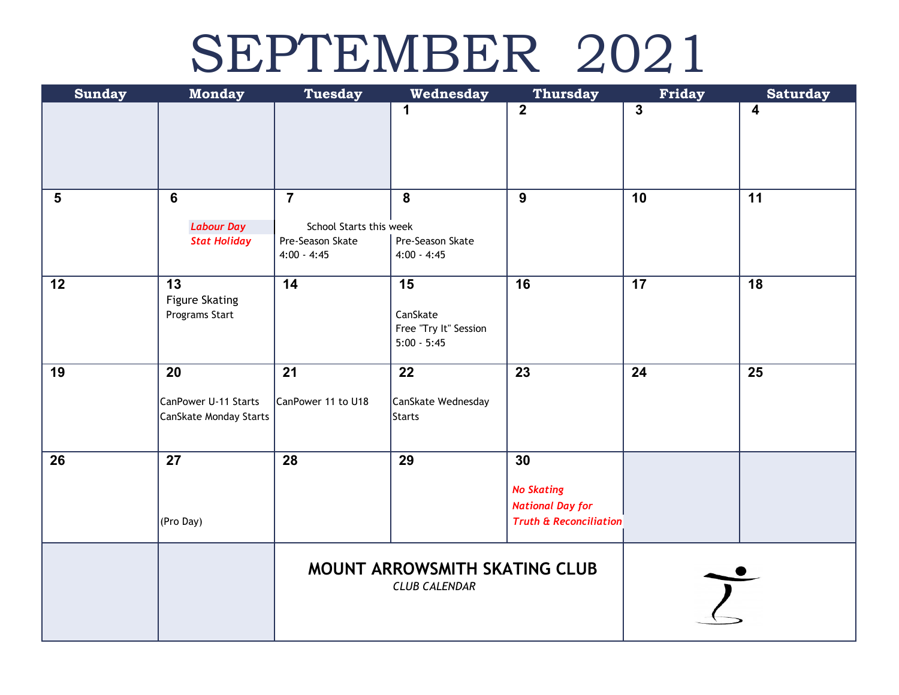# SEPTEMBER 2021

| Sunday | Monday | Tuesday | Wednesday | Thursday | Friday | Saturday |
|---|---|---|---|---|---|---|
| | | | 1 | 2 | 3 | 4 |
| 5 | 6<br>*Labour Day*<br>*Stat Holiday* | 7<br>School Starts this week<br>Pre-Season Skate<br>4:00 - 4:45 | 8<br>Pre-Season Skate<br>4:00 - 4:45 | 9 | 10 | 11 |
| 12 | 13<br>Figure Skating<br>Programs Start | 14 | 15<br>CanSkate<br>Free "Try It" Session<br>5:00 - 5:45 | 16 | 17 | 18 |
| 19 | 20<br>CanPower U-11 Starts<br>CanSkate Monday Starts | 21<br>CanPower 11 to U18 | 22<br>CanSkate Wednesday Starts | 23 | 24 | 25 |
| 26 | 27<br>(Pro Day) | 28 | 29 | 30<br>*No Skating*<br>*National Day for Truth & Reconciliation* | | |

**MOUNT ARROWSMITH SKATING CLUB**

*CLUB CALENDAR*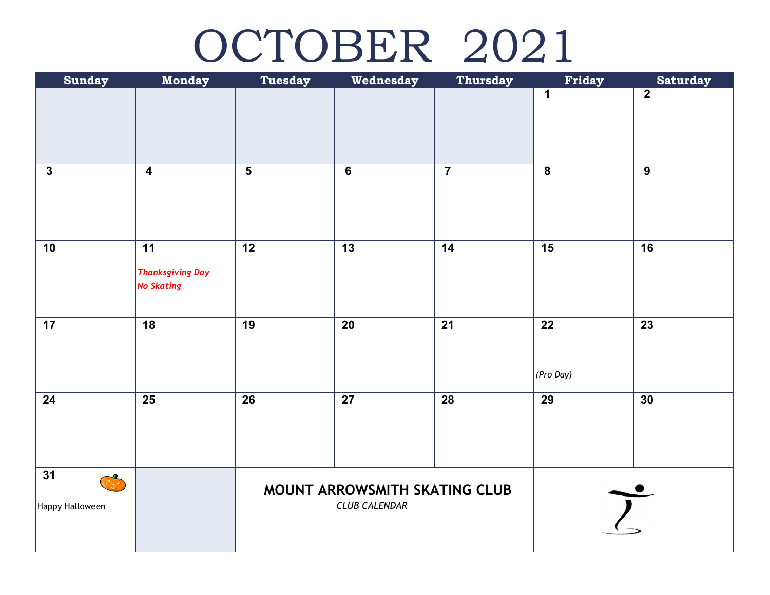# OCTOBER 2021

| Sunday | Monday | Tuesday | Wednesday | Thursday | Friday | Saturday |
|---|---|---|---|---|---|---|
| | | | | | 1 | 2 |
| 3 | 4 | 5 | 6 | 7 | 8 | 9 |
| 10 | 11 *Thanksgiving Day No Skating* | 12 | 13 | 14 | 15 | 16 |
| 17 | 18 | 19 | 20 | 21 | 22 *(Pro Day)* | 23 |
| 24 | 25 | 26 | 27 | 28 | 29 | 30 |
| 31 Happy Halloween | | **MOUNT ARROWSMITH SKATING CLUB** *CLUB CALENDAR* | | | | |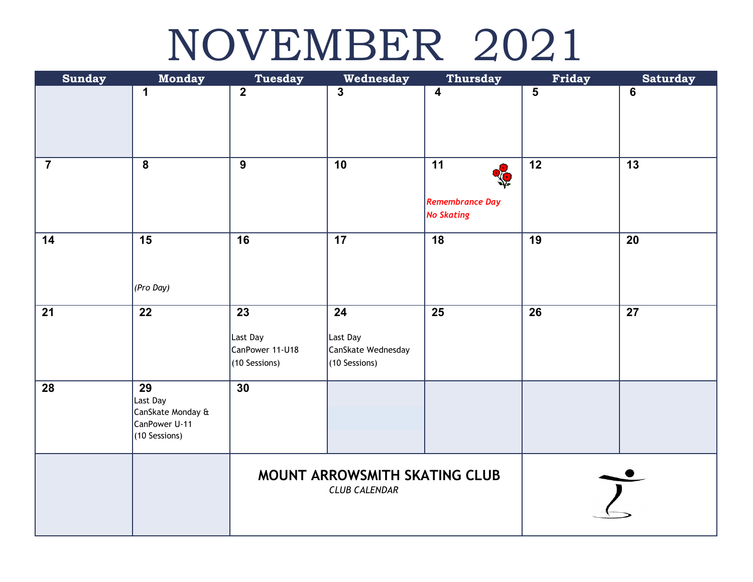# NOVEMBER 2021

| Sunday | Monday | Tuesday | Wednesday | Thursday | Friday | Saturday |
|---|---|---|---|---|---|---|
| | 1 | 2 | 3 | 4 | 5 | 6 |
| 7 | 8 | 9 | 10 | 11 *Remembrance Day* *No Skating* | 12 | 13 |
| 14 | 15 *(Pro Day)* | 16 | 17 | 18 | 19 | 20 |
| 21 | 22 | 23 Last Day CanPower 11-U18 (10 Sessions) | 24 Last Day CanSkate Wednesday (10 Sessions) | 25 | 26 | 27 |
| 28 | 29 Last Day CanSkate Monday & CanPower U-11 (10 Sessions) | 30 | | | | |

**MOUNT ARROWSMITH SKATING CLUB**

*CLUB CALENDAR*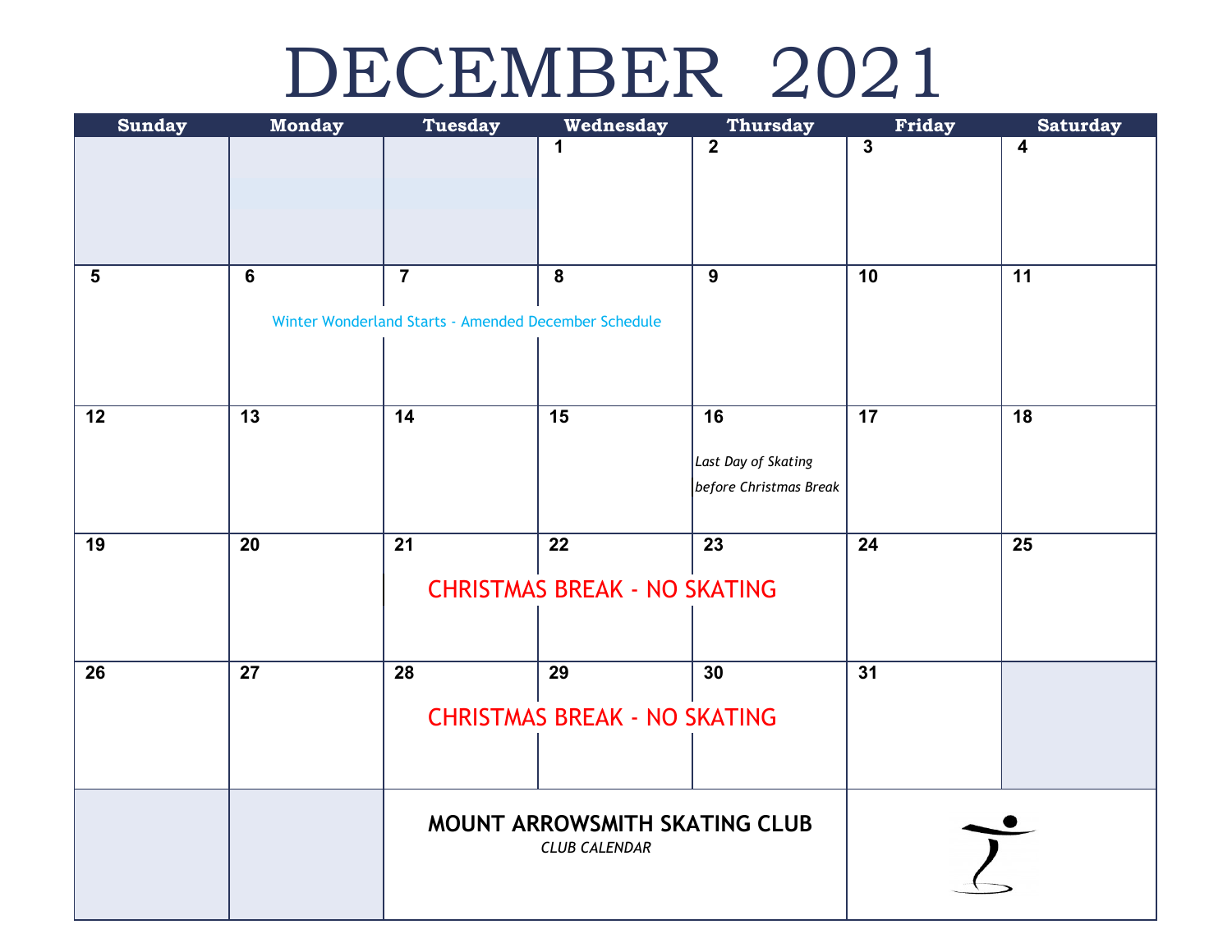# DECEMBER 2021

| Sunday | Monday | Tuesday | Wednesday | Thursday | Friday | Saturday |
|---|---|---|---|---|---|---|
| | | | 1 | 2 | 3 | 4 |
| 5 | 6 | 7 Winter Wonderland Starts - Amended December Schedule | 8 | 9 | 10 | 11 |
| 12 | 13 | 14 | 15 | 16 *Last Day of Skating before Christmas Break* | 17 | 18 |
| 19 | 20 | 21 CHRISTMAS BREAK - NO SKATING | 22 | 23 | 24 | 25 |
| 26 | 27 | 28 CHRISTMAS BREAK - NO SKATING | 29 | 30 | 31 | |

**MOUNT ARROWSMITH SKATING CLUB**

*CLUB CALENDAR*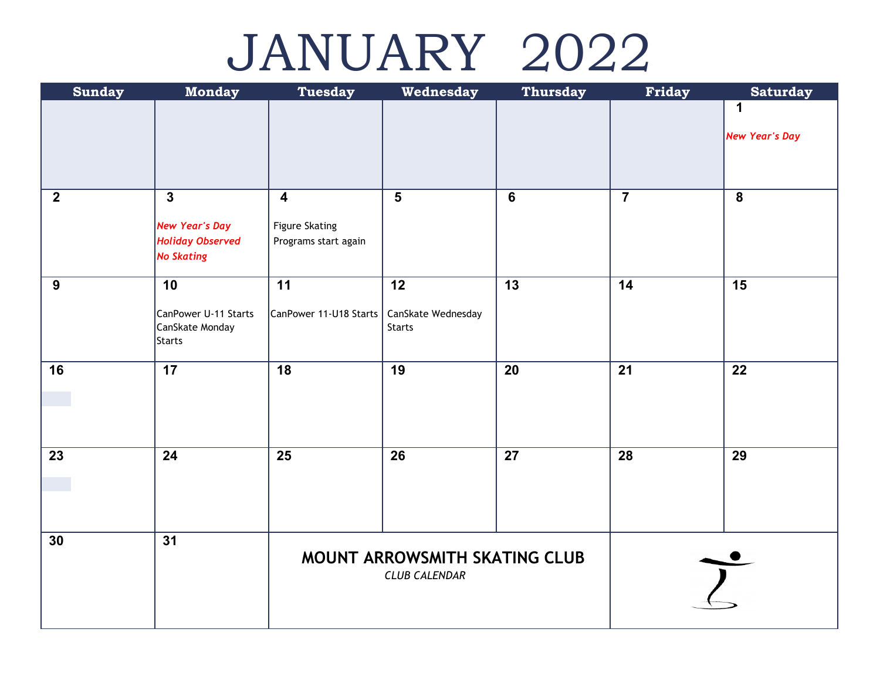# JANUARY 2022

| Sunday | Monday | Tuesday | Wednesday | Thursday | Friday | Saturday |
|---|---|---|---|---|---|---|
| | | | | | | 1 *New Year's Day* |
| 2 | 3 *New Year's Day Holiday Observed No Skating* | 4 Figure Skating Programs start again | 5 | 6 | 7 | 8 |
| 9 | 10 CanPower U-11 Starts CanSkate Monday Starts | 11 CanPower 11-U18 Starts | 12 CanSkate Wednesday Starts | 13 | 14 | 15 |
| 16 | 17 | 18 | 19 | 20 | 21 | 22 |
| 23 | 24 | 25 | 26 | 27 | 28 | 29 |
| 30 | 31 | | | | | |

**MOUNT ARROWSMITH SKATING CLUB**

*CLUB CALENDAR*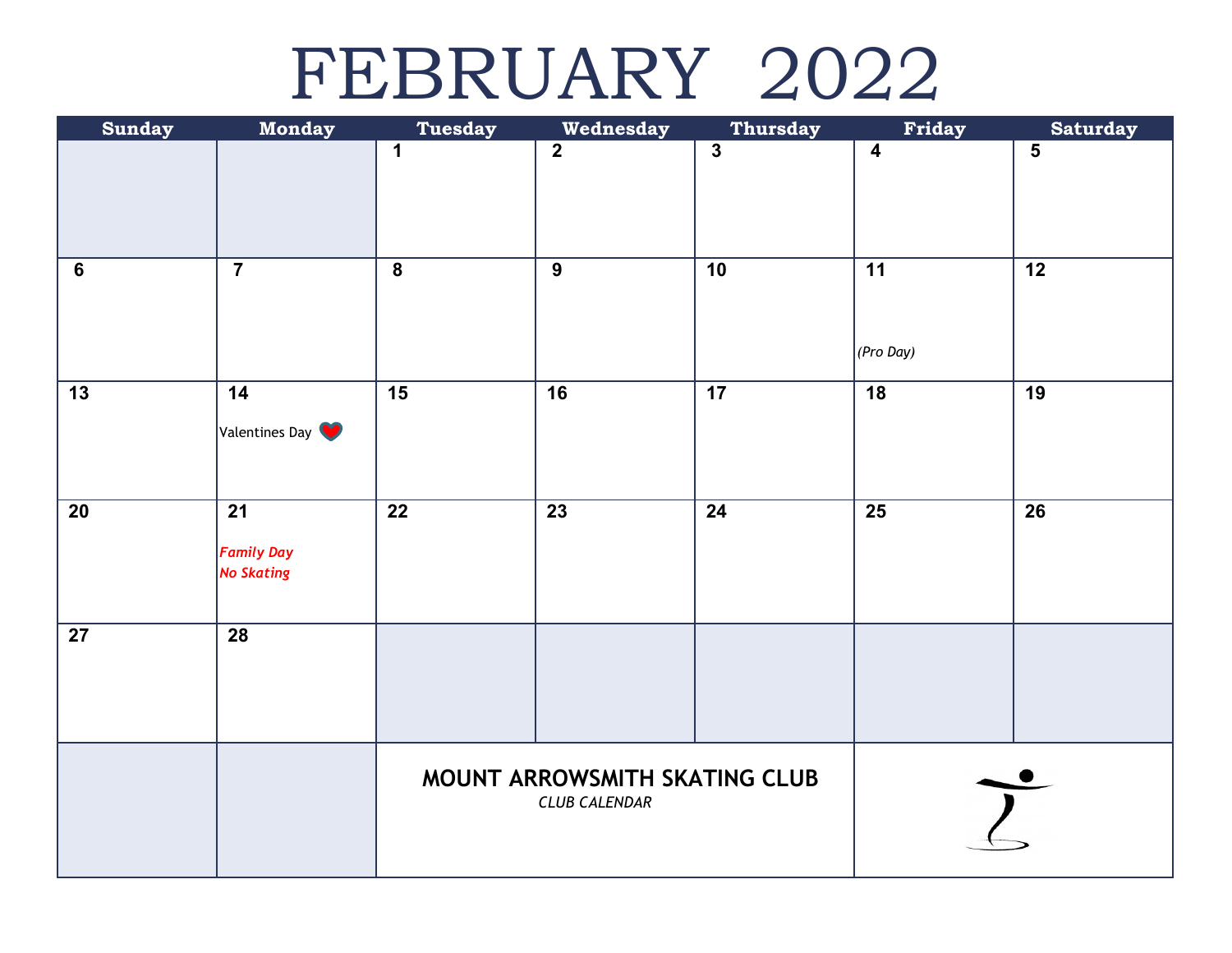# FEBRUARY 2022

| Sunday | Monday | Tuesday | Wednesday | Thursday | Friday | Saturday |
|---|---|---|---|---|---|---|
| | | 1 | 2 | 3 | 4 | 5 |
| 6 | 7 | 8 | 9 | 10 | 11 *(Pro Day)* | 12 |
| 13 | 14 Valentines Day | 15 | 16 | 17 | 18 | 19 |
| 20 | 21 ***Family Day No Skating*** | 22 | 23 | 24 | 25 | 26 |
| 27 | 28 | | | | | |

**MOUNT ARROWSMITH SKATING CLUB**

*CLUB CALENDAR*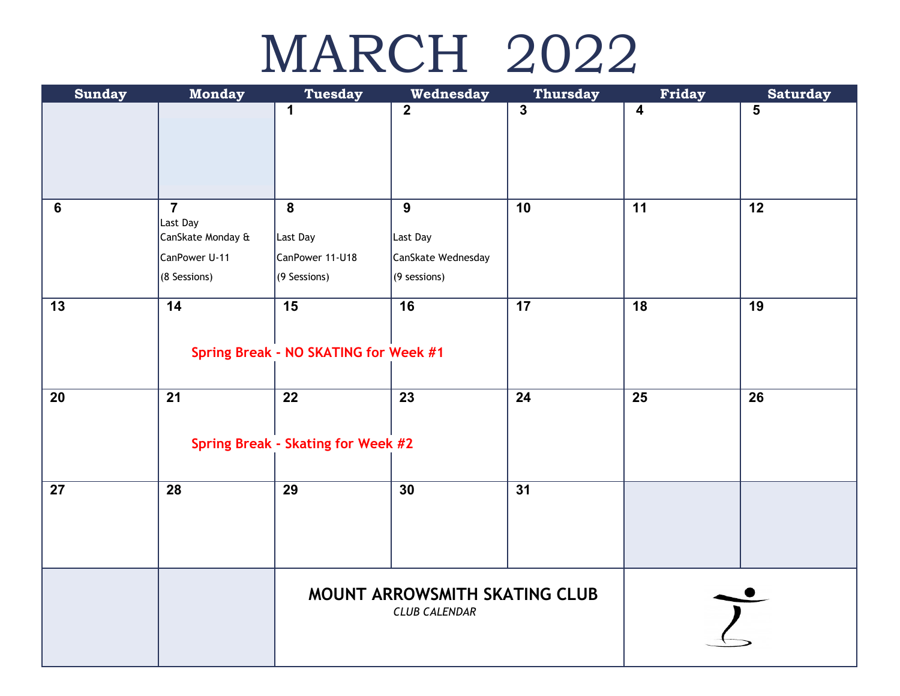# MARCH 2022

| Sunday | Monday | Tuesday | Wednesday | Thursday | Friday | Saturday |
|---|---|---|---|---|---|---|
| | | 1 | 2 | 3 | 4 | 5 |
| 6 | 7 Last Day CanSkate Monday & CanPower U-11 (8 Sessions) | 8 Last Day CanPower 11-U18 (9 Sessions) | 9 Last Day CanSkate Wednesday (9 sessions) | 10 | 11 | 12 |
| 13 | 14 Spring Break - NO SKATING for Week #1 | 15 | 16 | 17 | 18 | 19 |
| 20 | 21 Spring Break - Skating for Week #2 | 22 | 23 | 24 | 25 | 26 |
| 27 | 28 | 29 | 30 | 31 | | |

**MOUNT ARROWSMITH SKATING CLUB**

*CLUB CALENDAR*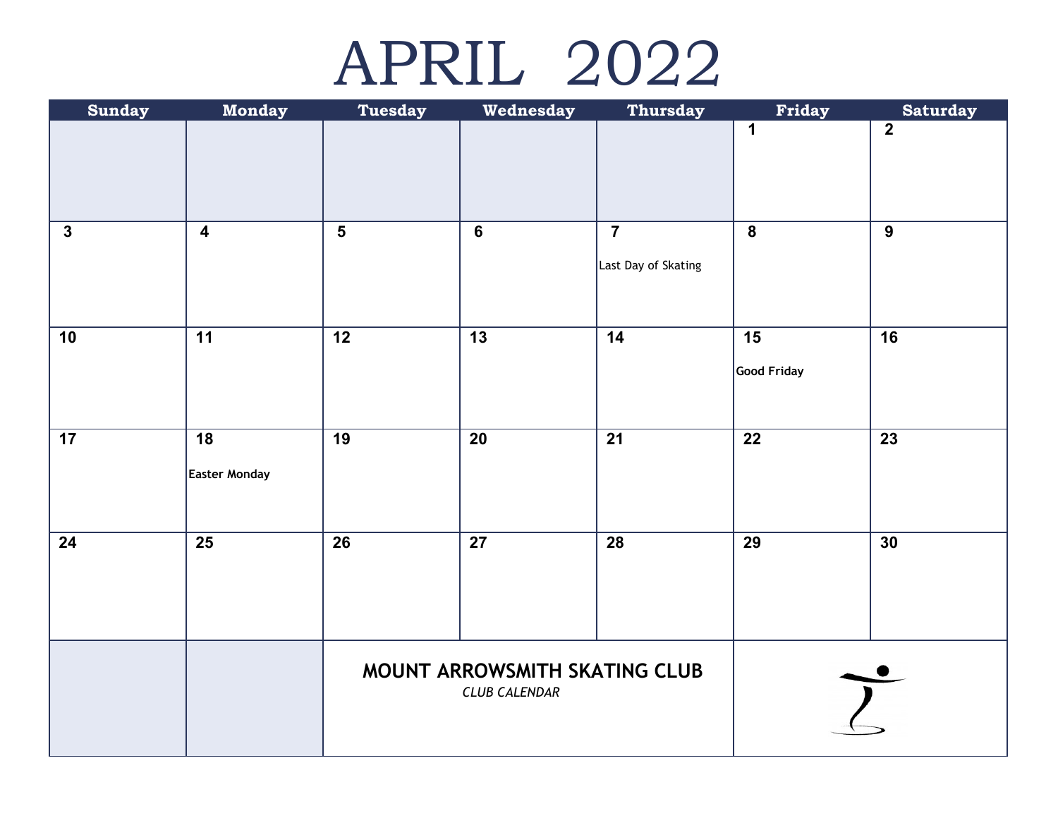# APRIL 2022

| Sunday | Monday | Tuesday | Wednesday | Thursday | Friday | Saturday |
|---|---|---|---|---|---|---|
| | | | | | 1 | 2 |
| 3 | 4 | 5 | 6 | 7 Last Day of Skating | 8 | 9 |
| 10 | 11 | 12 | 13 | 14 | 15 Good Friday | 16 |
| 17 | 18 Easter Monday | 19 | 20 | 21 | 22 | 23 |
| 24 | 25 | 26 | 27 | 28 | 29 | 30 |

**MOUNT ARROWSMITH SKATING CLUB**

*CLUB CALENDAR*